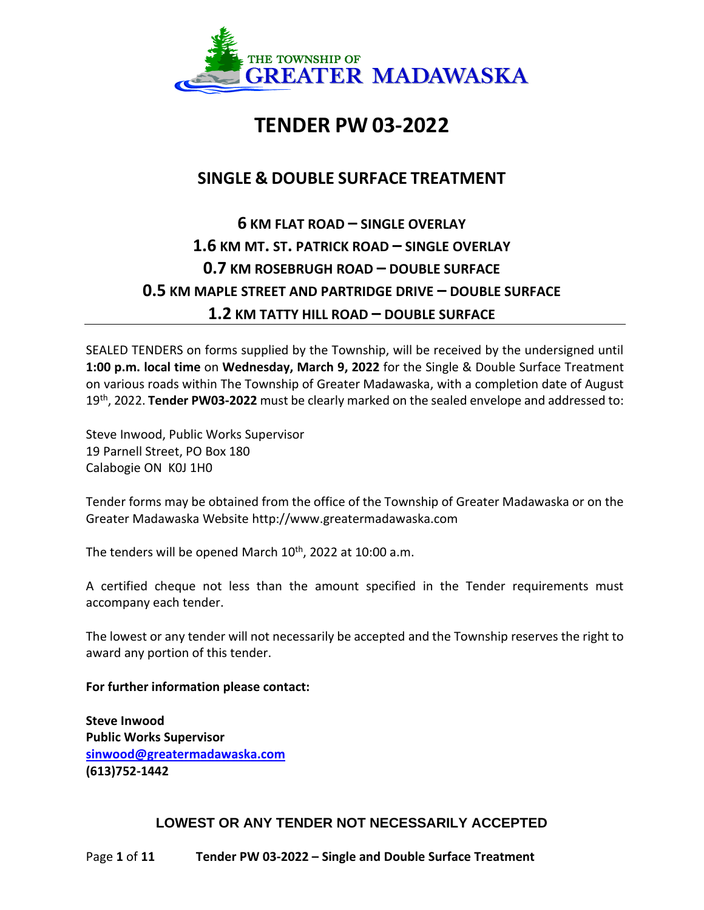THE TOWNSHIP OF GREATER MADAWASKA

# TENDER PW 03-2022

## SINGLE & DOUBLE SURFACE TREATMENT

### 6 KM FLAT ROAD – SINGLE OVERLAY
### 1.6 KM MT. ST. PATRICK ROAD – SINGLE OVERLAY
### 0.7 KM ROSEBRUGH ROAD – DOUBLE SURFACE
### 0.5 KM MAPLE STREET AND PARTRIDGE DRIVE – DOUBLE SURFACE
### 1.2 KM TATTY HILL ROAD – DOUBLE SURFACE

---

SEALED TENDERS on forms supplied by the Township, will be received by the undersigned until **1:00 p.m. local time** on **Wednesday, March 9, 2022** for the Single & Double Surface Treatment on various roads within The Township of Greater Madawaska, with a completion date of August 19th, 2022. **Tender PW03-2022** must be clearly marked on the sealed envelope and addressed to:

Steve Inwood, Public Works Supervisor
19 Parnell Street, PO Box 180
Calabogie ON K0J 1H0

Tender forms may be obtained from the office of the Township of Greater Madawaska or on the Greater Madawaska Website http://www.greatermadawaska.com

The tenders will be opened March 10th, 2022 at 10:00 a.m.

A certified cheque not less than the amount specified in the Tender requirements must accompany each tender.

The lowest or any tender will not necessarily be accepted and the Township reserves the right to award any portion of this tender.

**For further information please contact:**

**Steve Inwood**
**Public Works Supervisor**
**sinwood@greatermadawaska.com**
**(613)752-1442**

**LOWEST OR ANY TENDER NOT NECESSARILY ACCEPTED**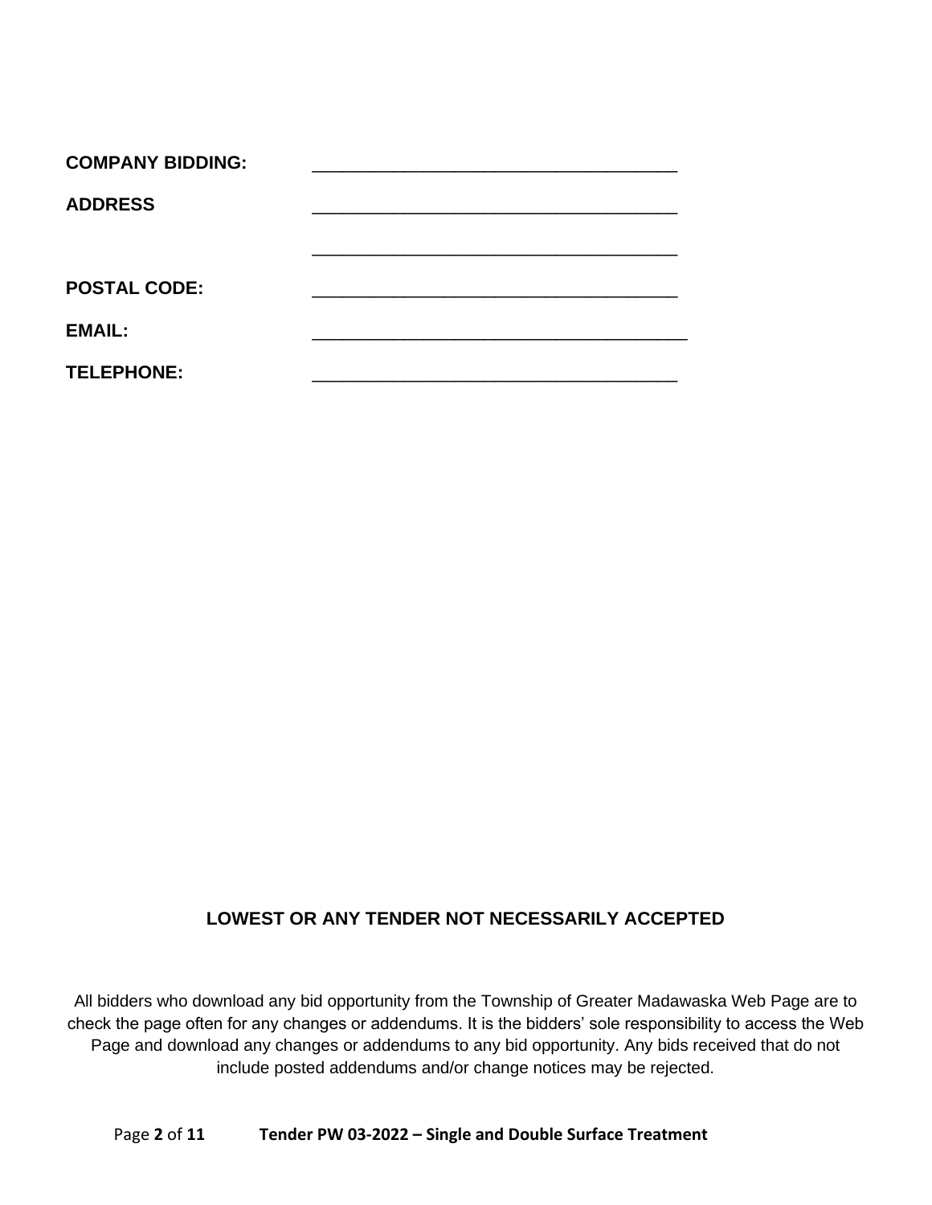**COMPANY BIDDING:** \_\_\_\_\_\_\_\_\_\_\_\_\_\_\_\_\_\_\_\_\_\_\_\_\_\_\_\_\_\_\_\_\_\_\_\_\_\_

**ADDRESS** \_\_\_\_\_\_\_\_\_\_\_\_\_\_\_\_\_\_\_\_\_\_\_\_\_\_\_\_\_\_\_\_\_\_\_\_\_\_

\_\_\_\_\_\_\_\_\_\_\_\_\_\_\_\_\_\_\_\_\_\_\_\_\_\_\_\_\_\_\_\_\_\_\_\_\_\_

**POSTAL CODE:** \_\_\_\_\_\_\_\_\_\_\_\_\_\_\_\_\_\_\_\_\_\_\_\_\_\_\_\_\_\_\_\_\_\_\_\_\_\_

**EMAIL:** \_\_\_\_\_\_\_\_\_\_\_\_\_\_\_\_\_\_\_\_\_\_\_\_\_\_\_\_\_\_\_\_\_\_\_\_\_\_

**TELEPHONE:** \_\_\_\_\_\_\_\_\_\_\_\_\_\_\_\_\_\_\_\_\_\_\_\_\_\_\_\_\_\_\_\_\_\_\_\_\_\_

**LOWEST OR ANY TENDER NOT NECESSARILY ACCEPTED**

All bidders who download any bid opportunity from the Township of Greater Madawaska Web Page are to check the page often for any changes or addendums. It is the bidders' sole responsibility to access the Web Page and download any changes or addendums to any bid opportunity. Any bids received that do not include posted addendums and/or change notices may be rejected.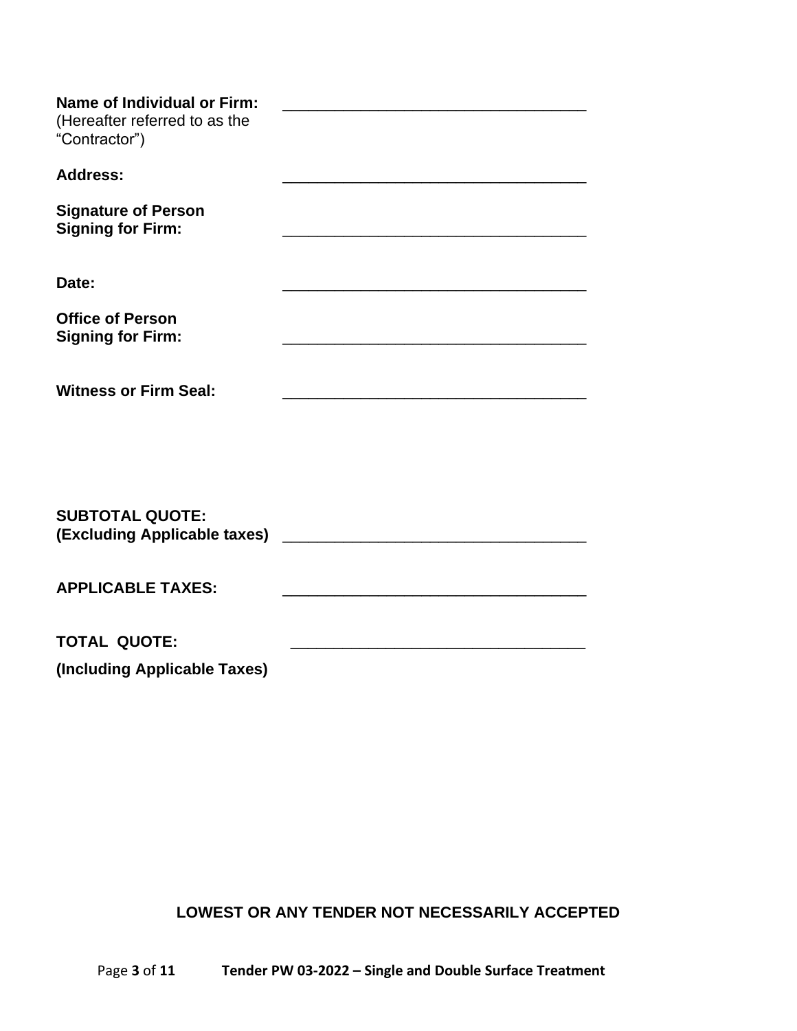**Name of Individual or Firm:** ___________________________________
(Hereafter referred to as the "Contractor")

**Address:** ___________________________________

**Signature of Person Signing for Firm:** ___________________________________

**Date:** ___________________________________

**Office of Person Signing for Firm:** ___________________________________

**Witness or Firm Seal:** ___________________________________

**SUBTOTAL QUOTE:**
**(Excluding Applicable taxes)** ___________________________________

**APPLICABLE TAXES:** ___________________________________

**TOTAL QUOTE:** ___________________________________

**(Including Applicable Taxes)**

**LOWEST OR ANY TENDER NOT NECESSARILY ACCEPTED**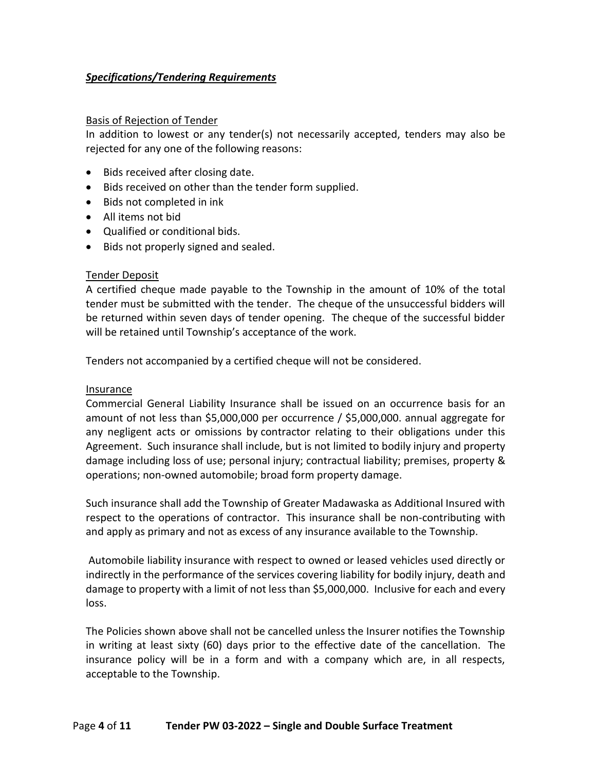## ***Specifications/Tendering Requirements***

### Basis of Rejection of Tender

In addition to lowest or any tender(s) not necessarily accepted, tenders may also be rejected for any one of the following reasons:

- Bids received after closing date.
- Bids received on other than the tender form supplied.
- Bids not completed in ink
- All items not bid
- Qualified or conditional bids.
- Bids not properly signed and sealed.

### Tender Deposit

A certified cheque made payable to the Township in the amount of 10% of the total tender must be submitted with the tender. The cheque of the unsuccessful bidders will be returned within seven days of tender opening. The cheque of the successful bidder will be retained until Township's acceptance of the work.

Tenders not accompanied by a certified cheque will not be considered.

### Insurance

Commercial General Liability Insurance shall be issued on an occurrence basis for an amount of not less than $5,000,000 per occurrence / $5,000,000. annual aggregate for any negligent acts or omissions by contractor relating to their obligations under this Agreement. Such insurance shall include, but is not limited to bodily injury and property damage including loss of use; personal injury; contractual liability; premises, property & operations; non-owned automobile; broad form property damage.

Such insurance shall add the Township of Greater Madawaska as Additional Insured with respect to the operations of contractor. This insurance shall be non-contributing with and apply as primary and not as excess of any insurance available to the Township.

Automobile liability insurance with respect to owned or leased vehicles used directly or indirectly in the performance of the services covering liability for bodily injury, death and damage to property with a limit of not less than $5,000,000. Inclusive for each and every loss.

The Policies shown above shall not be cancelled unless the Insurer notifies the Township in writing at least sixty (60) days prior to the effective date of the cancellation. The insurance policy will be in a form and with a company which are, in all respects, acceptable to the Township.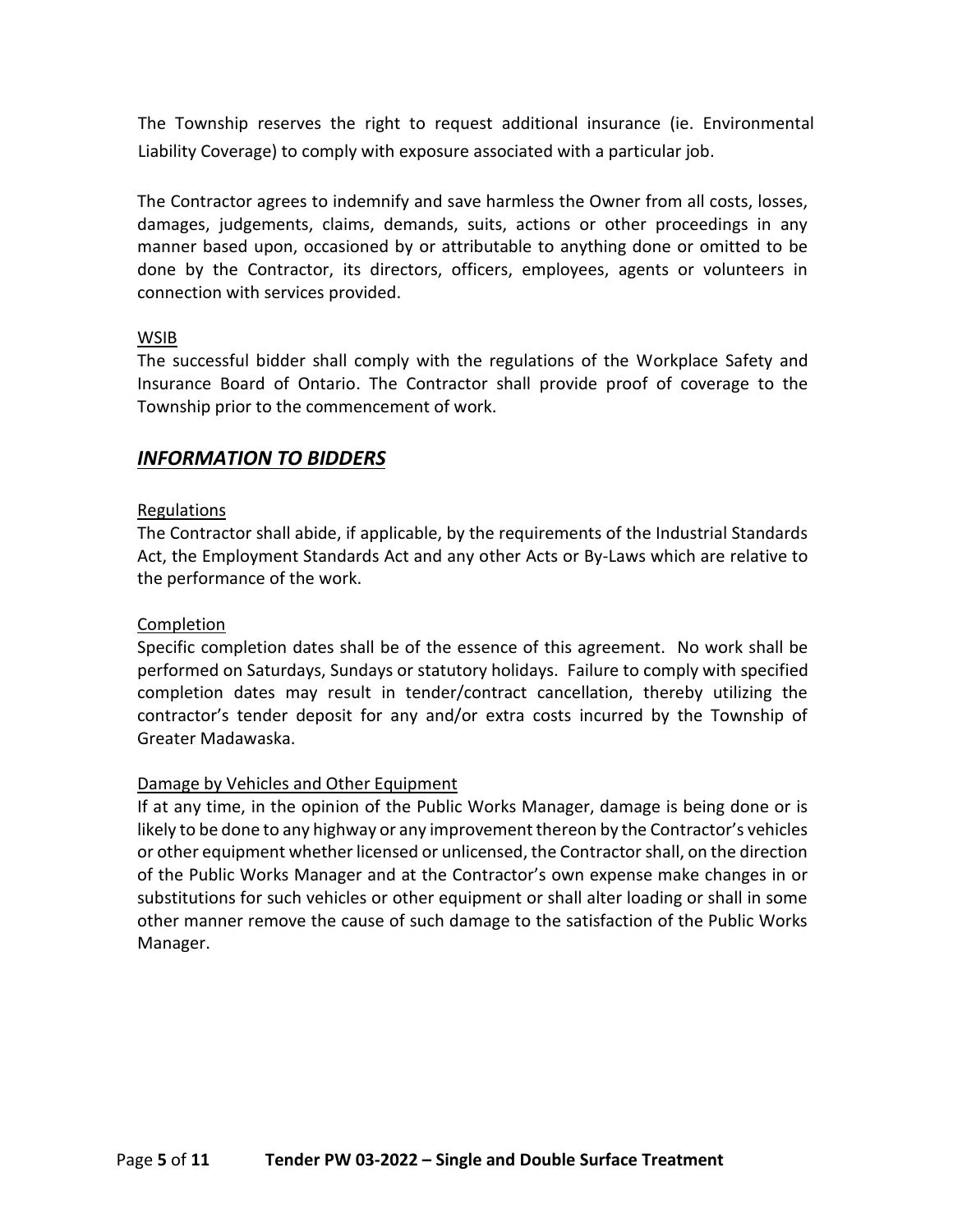The Township reserves the right to request additional insurance (ie. Environmental Liability Coverage) to comply with exposure associated with a particular job.

The Contractor agrees to indemnify and save harmless the Owner from all costs, losses, damages, judgements, claims, demands, suits, actions or other proceedings in any manner based upon, occasioned by or attributable to anything done or omitted to be done by the Contractor, its directors, officers, employees, agents or volunteers in connection with services provided.

<u>WSIB</u>

The successful bidder shall comply with the regulations of the Workplace Safety and Insurance Board of Ontario. The Contractor shall provide proof of coverage to the Township prior to the commencement of work.

## ***<u>INFORMATION TO BIDDERS</u>***

<u>Regulations</u>

The Contractor shall abide, if applicable, by the requirements of the Industrial Standards Act, the Employment Standards Act and any other Acts or By-Laws which are relative to the performance of the work.

<u>Completion</u>

Specific completion dates shall be of the essence of this agreement. No work shall be performed on Saturdays, Sundays or statutory holidays. Failure to comply with specified completion dates may result in tender/contract cancellation, thereby utilizing the contractor's tender deposit for any and/or extra costs incurred by the Township of Greater Madawaska.

<u>Damage by Vehicles and Other Equipment</u>

If at any time, in the opinion of the Public Works Manager, damage is being done or is likely to be done to any highway or any improvement thereon by the Contractor's vehicles or other equipment whether licensed or unlicensed, the Contractor shall, on the direction of the Public Works Manager and at the Contractor's own expense make changes in or substitutions for such vehicles or other equipment or shall alter loading or shall in some other manner remove the cause of such damage to the satisfaction of the Public Works Manager.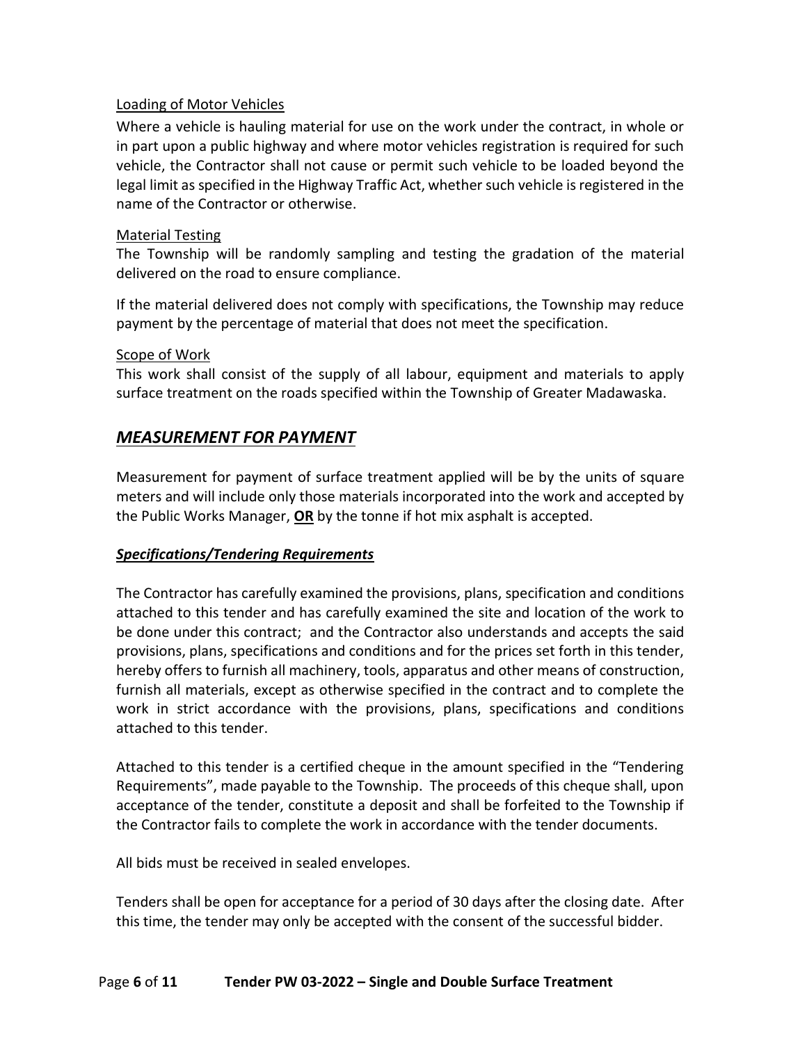Loading of Motor Vehicles

Where a vehicle is hauling material for use on the work under the contract, in whole or in part upon a public highway and where motor vehicles registration is required for such vehicle, the Contractor shall not cause or permit such vehicle to be loaded beyond the legal limit as specified in the Highway Traffic Act, whether such vehicle is registered in the name of the Contractor or otherwise.

Material Testing

The Township will be randomly sampling and testing the gradation of the material delivered on the road to ensure compliance.

If the material delivered does not comply with specifications, the Township may reduce payment by the percentage of material that does not meet the specification.

Scope of Work

This work shall consist of the supply of all labour, equipment and materials to apply surface treatment on the roads specified within the Township of Greater Madawaska.

## *MEASUREMENT FOR PAYMENT*

Measurement for payment of surface treatment applied will be by the units of square meters and will include only those materials incorporated into the work and accepted by the Public Works Manager, **OR** by the tonne if hot mix asphalt is accepted.

### ***Specifications/Tendering Requirements***

The Contractor has carefully examined the provisions, plans, specification and conditions attached to this tender and has carefully examined the site and location of the work to be done under this contract; and the Contractor also understands and accepts the said provisions, plans, specifications and conditions and for the prices set forth in this tender, hereby offers to furnish all machinery, tools, apparatus and other means of construction, furnish all materials, except as otherwise specified in the contract and to complete the work in strict accordance with the provisions, plans, specifications and conditions attached to this tender.

Attached to this tender is a certified cheque in the amount specified in the "Tendering Requirements", made payable to the Township. The proceeds of this cheque shall, upon acceptance of the tender, constitute a deposit and shall be forfeited to the Township if the Contractor fails to complete the work in accordance with the tender documents.

All bids must be received in sealed envelopes.

Tenders shall be open for acceptance for a period of 30 days after the closing date. After this time, the tender may only be accepted with the consent of the successful bidder.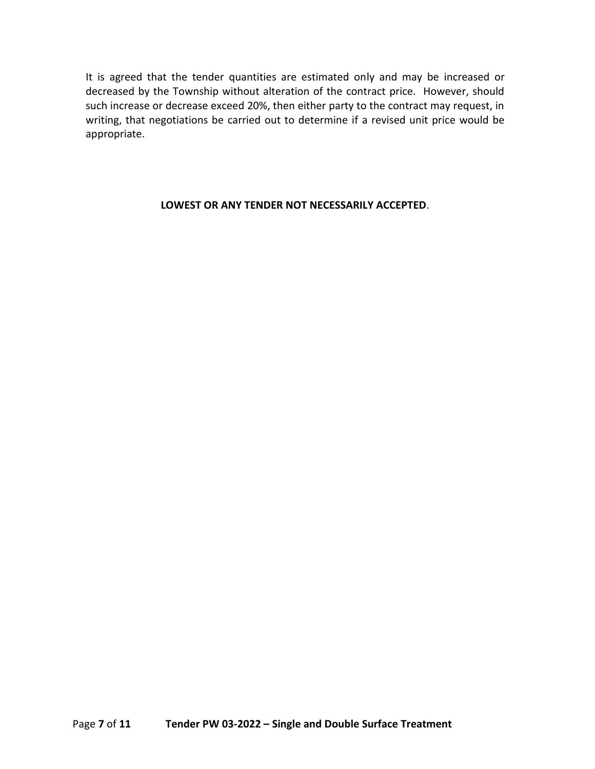It is agreed that the tender quantities are estimated only and may be increased or decreased by the Township without alteration of the contract price. However, should such increase or decrease exceed 20%, then either party to the contract may request, in writing, that negotiations be carried out to determine if a revised unit price would be appropriate.

**LOWEST OR ANY TENDER NOT NECESSARILY ACCEPTED**.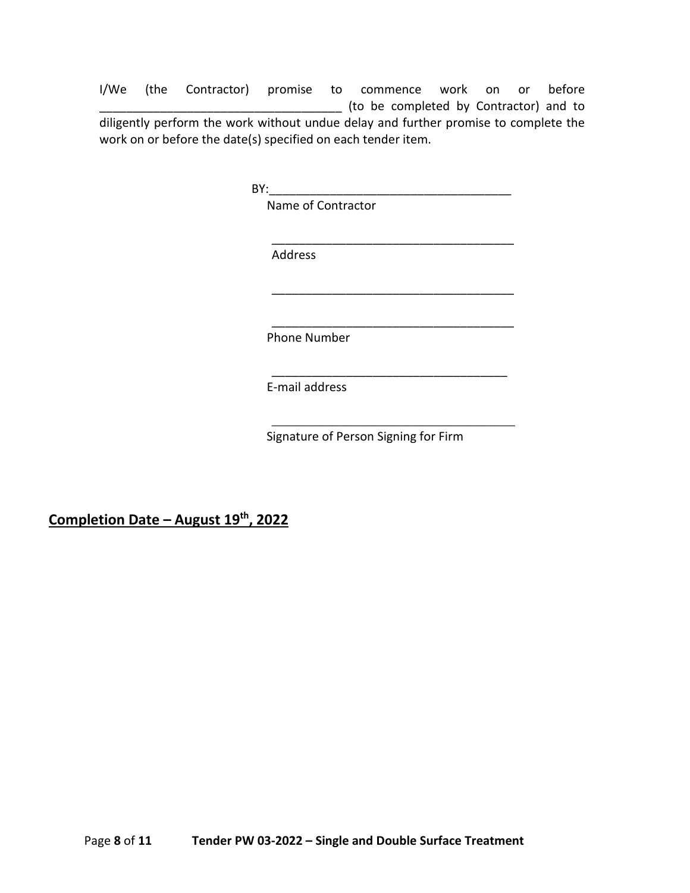I/We (the Contractor) promise to commence work on or before ____________________________________ (to be completed by Contractor) and to diligently perform the work without undue delay and further promise to complete the work on or before the date(s) specified on each tender item.

BY:_____________________________________

Name of Contractor

_____________________________________

Address

_____________________________________

_____________________________________

Phone Number

____________________________________

E-mail address

_____________________________________

Signature of Person Signing for Firm

**Completion Date – August 19th, 2022**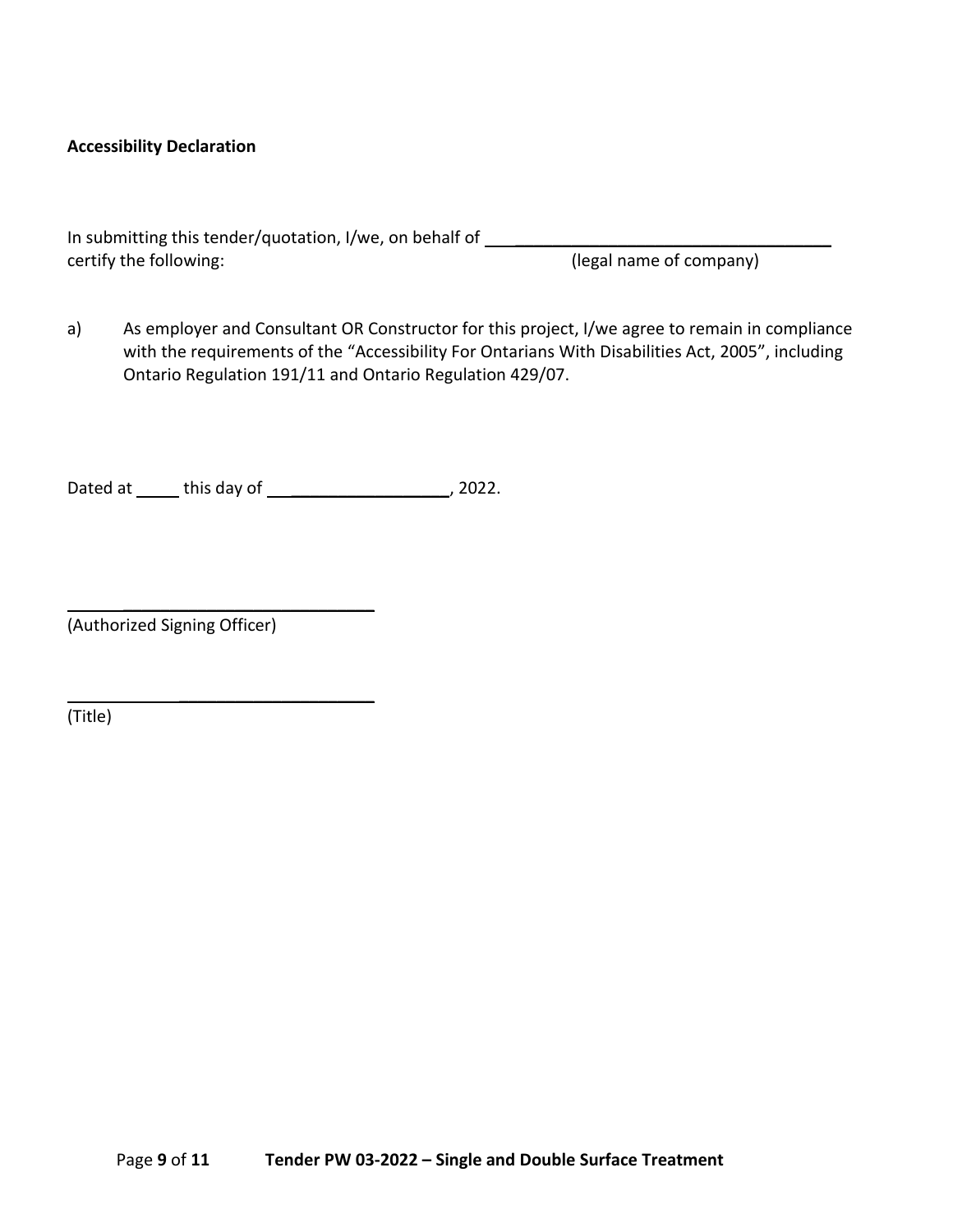**Accessibility Declaration**

In submitting this tender/quotation, I/we, on behalf of ______________________________________
certify the following: (legal name of company)

a) As employer and Consultant OR Constructor for this project, I/we agree to remain in compliance with the requirements of the "Accessibility For Ontarians With Disabilities Act, 2005", including Ontario Regulation 191/11 and Ontario Regulation 429/07.

Dated at _____ this day of ____________________, 2022.

______________________________
(Authorized Signing Officer)

______________________________
(Title)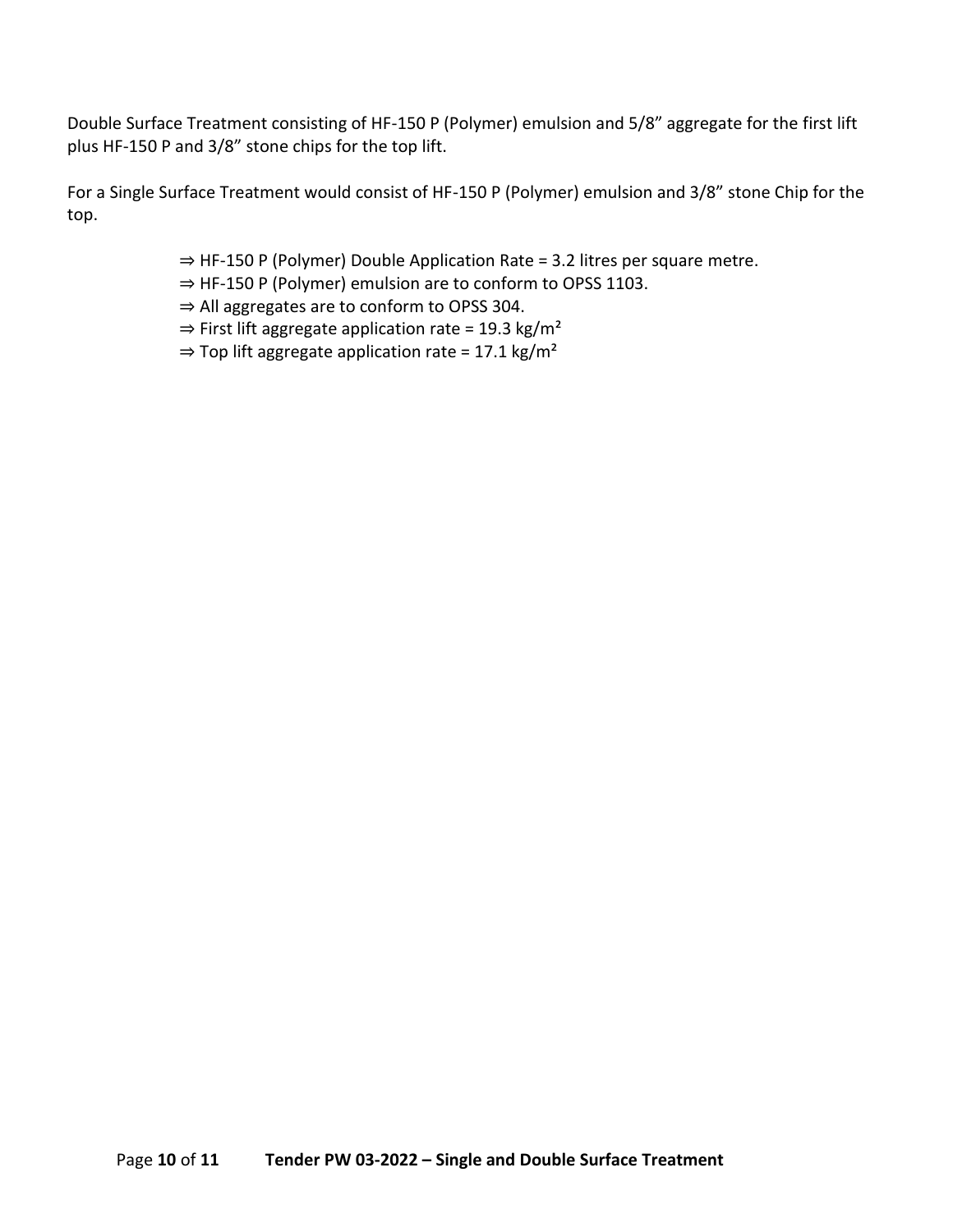Double Surface Treatment consisting of HF-150 P (Polymer) emulsion and 5/8” aggregate for the first lift plus HF-150 P and 3/8” stone chips for the top lift.

For a Single Surface Treatment would consist of HF-150 P (Polymer) emulsion and 3/8” stone Chip for the top.

- ⇒ HF-150 P (Polymer) Double Application Rate = 3.2 litres per square metre.
- ⇒ HF-150 P (Polymer) emulsion are to conform to OPSS 1103.
- ⇒ All aggregates are to conform to OPSS 304.
- ⇒ First lift aggregate application rate = 19.3 kg/m$^2$
- ⇒ Top lift aggregate application rate = 17.1 kg/m$^2$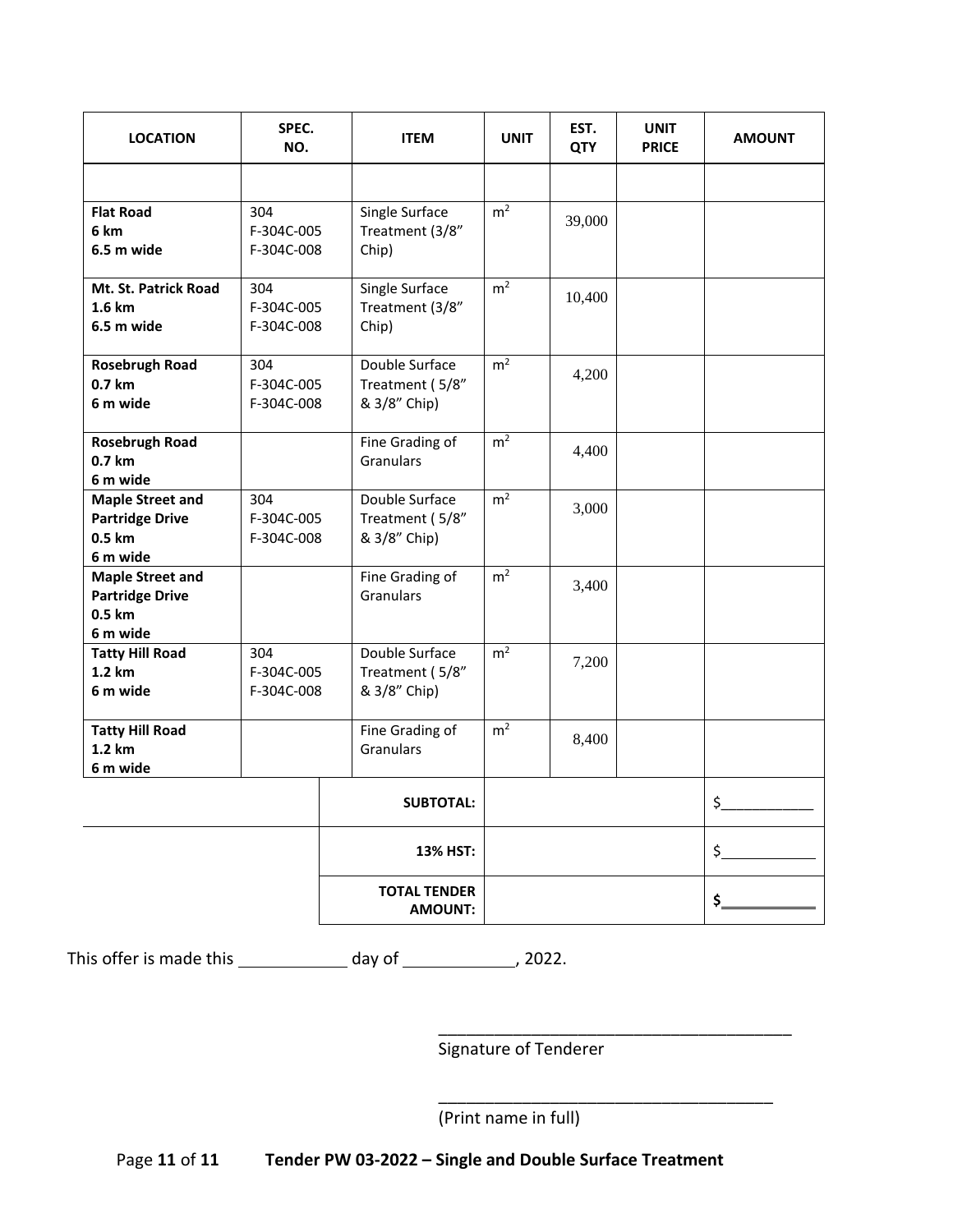| LOCATION | SPEC. NO. | ITEM | UNIT | EST. QTY | UNIT PRICE | AMOUNT |
|---|---|---|---|---|---|---|
| | | | | | | |
| **Flat Road**<br>**6 km**<br>**6.5 m wide** | 304<br>F-304C-005<br>F-304C-008 | Single Surface Treatment (3/8" Chip) | $m^2$ | 39,000 | | |
| **Mt. St. Patrick Road**<br>**1.6 km**<br>**6.5 m wide** | 304<br>F-304C-005<br>F-304C-008 | Single Surface Treatment (3/8" Chip) | $m^2$ | 10,400 | | |
| **Rosebrugh Road**<br>**0.7 km**<br>**6 m wide** | 304<br>F-304C-005<br>F-304C-008 | Double Surface Treatment ( 5/8" & 3/8" Chip) | $m^2$ | 4,200 | | |
| **Rosebrugh Road**<br>**0.7 km**<br>**6 m wide** | | Fine Grading of Granulars | $m^2$ | 4,400 | | |
| **Maple Street and Partridge Drive**<br>**0.5 km**<br>**6 m wide** | 304<br>F-304C-005<br>F-304C-008 | Double Surface Treatment ( 5/8" & 3/8" Chip) | $m^2$ | 3,000 | | |
| **Maple Street and Partridge Drive**<br>**0.5 km**<br>**6 m wide** | | Fine Grading of Granulars | $m^2$ | 3,400 | | |
| **Tatty Hill Road**<br>**1.2 km**<br>**6 m wide** | 304<br>F-304C-005<br>F-304C-008 | Double Surface Treatment ( 5/8" & 3/8" Chip) | $m^2$ | 7,200 | | |
| **Tatty Hill Road**<br>**1.2 km**<br>**6 m wide** | | Fine Grading of Granulars | $m^2$ | 8,400 | | |
| | | **SUBTOTAL:** | | | | $____________ |
| | | **13% HST:** | | | | $____________ |
| | | **TOTAL TENDER AMOUNT:** | | | | **$____________** |

This offer is made this ____________ day of ____________, 2022.

_______________________________________
Signature of Tenderer

_______________________________________
(Print name in full)